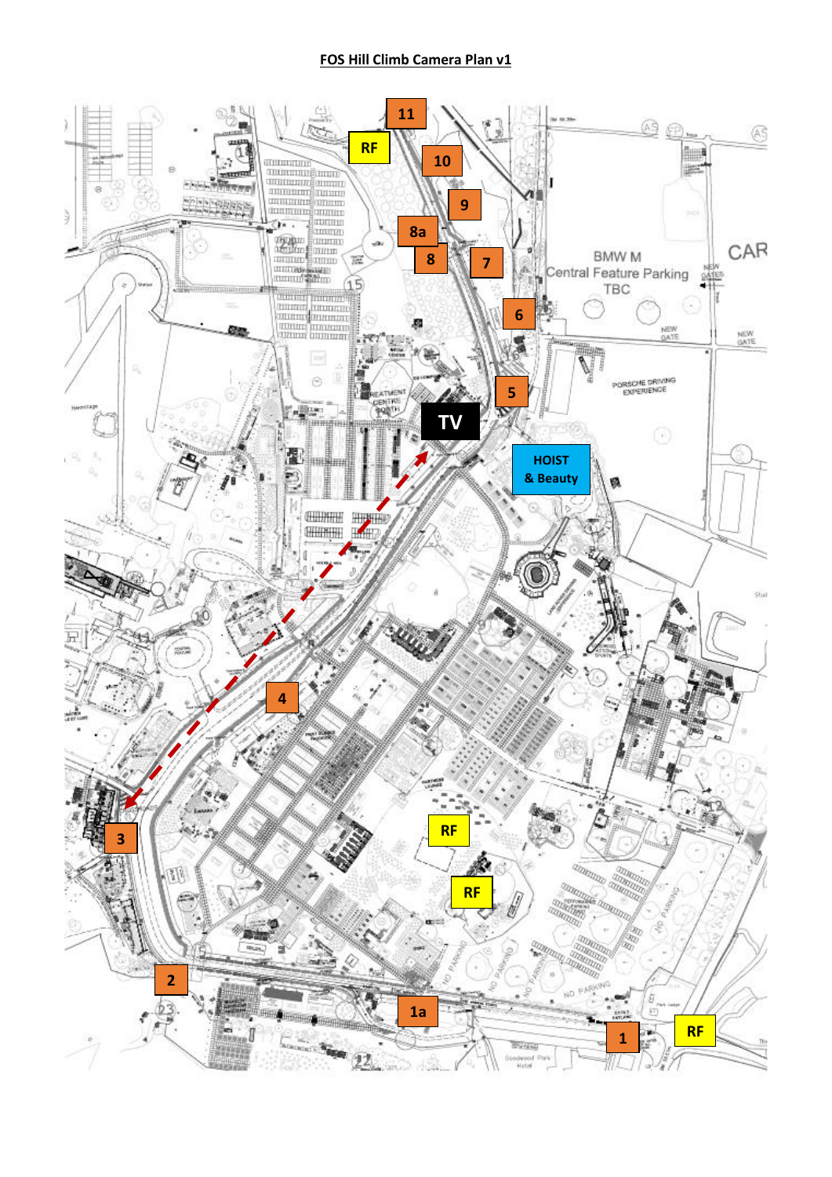# FOS Hill Climb Camera Plan v1

11

RF

10

9

8a

8

7

BMW M Central Feature Parking TBC

CAR

6

5

TV

HOIST & Beauty

PORSCHE DRIVING EXPERIENCE

4

3

RF

RF

2

1a

1

RF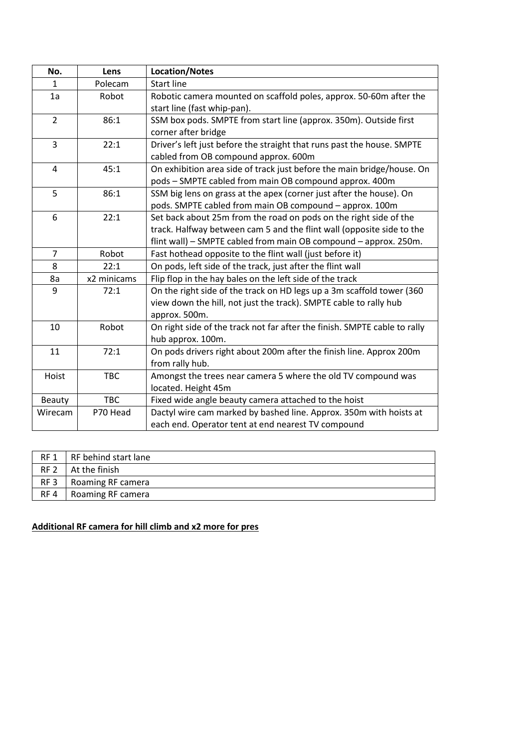| No. | Lens | Location/Notes |
|---|---|---|
| 1 | Polecam | Start line |
| 1a | Robot | Robotic camera mounted on scaffold poles, approx. 50-60m after the start line (fast whip-pan). |
| 2 | 86:1 | SSM box pods. SMPTE from start line (approx. 350m). Outside first corner after bridge |
| 3 | 22:1 | Driver's left just before the straight that runs past the house. SMPTE cabled from OB compound approx. 600m |
| 4 | 45:1 | On exhibition area side of track just before the main bridge/house. On pods – SMPTE cabled from main OB compound approx. 400m |
| 5 | 86:1 | SSM big lens on grass at the apex (corner just after the house). On pods. SMPTE cabled from main OB compound – approx. 100m |
| 6 | 22:1 | Set back about 25m from the road on pods on the right side of the track. Halfway between cam 5 and the flint wall (opposite side to the flint wall) – SMPTE cabled from main OB compound – approx. 250m. |
| 7 | Robot | Fast hothead opposite to the flint wall (just before it) |
| 8 | 22:1 | On pods, left side of the track, just after the flint wall |
| 8a | x2 minicams | Flip flop in the hay bales on the left side of the track |
| 9 | 72:1 | On the right side of the track on HD legs up a 3m scaffold tower (360 view down the hill, not just the track). SMPTE cable to rally hub approx. 500m. |
| 10 | Robot | On right side of the track not far after the finish. SMPTE cable to rally hub approx. 100m. |
| 11 | 72:1 | On pods drivers right about 200m after the finish line. Approx 200m from rally hub. |
| Hoist | TBC | Amongst the trees near camera 5 where the old TV compound was located. Height 45m |
| Beauty | TBC | Fixed wide angle beauty camera attached to the hoist |
| Wirecam | P70 Head | Dactyl wire cam marked by bashed line. Approx. 350m with hoists at each end. Operator tent at end nearest TV compound |

| | |
|---|---|
| RF 1 | RF behind start lane |
| RF 2 | At the finish |
| RF 3 | Roaming RF camera |
| RF 4 | Roaming RF camera |

**Additional RF camera for hill climb and x2 more for pres**